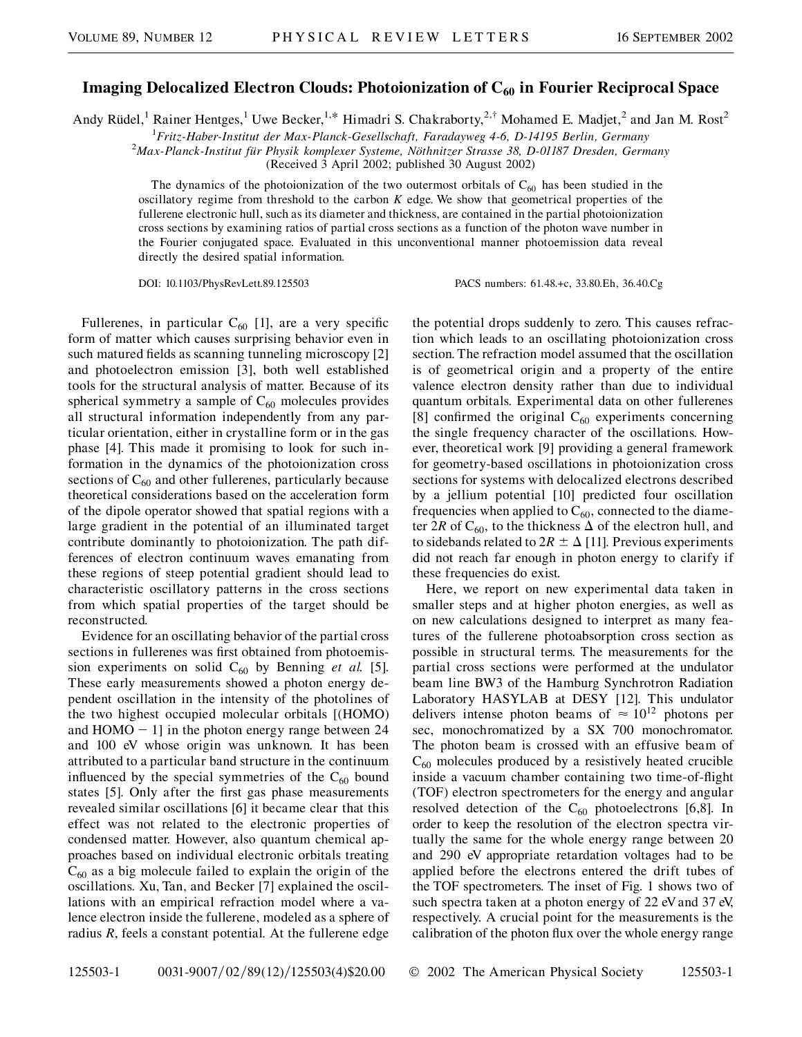# Imaging Delocalized Electron Clouds: Photoionization of $C_{60}$ in Fourier Reciprocal Space

Andy Rüdel,[1] Rainer Hentges,[1] Uwe Becker,[1,*] Himadri S. Chakraborty,[2,†] Mohamed E. Madjet,[2] and Jan M. Rost[2]

[1]*Fritz-Haber-Institut der Max-Planck-Gesellschaft, Faradayweg 4-6, D-14195 Berlin, Germany*
[2]*Max-Planck-Institut für Physik komplexer Systeme, Nöthnitzer Strasse 38, D-01187 Dresden, Germany*
(Received 3 April 2002; published 30 August 2002)

The dynamics of the photoionization of the two outermost orbitals of $C_{60}$ has been studied in the oscillatory regime from threshold to the carbon $K$ edge. We show that geometrical properties of the fullerene electronic hull, such as its diameter and thickness, are contained in the partial photoionization cross sections by examining ratios of partial cross sections as a function of the photon wave number in the Fourier conjugated space. Evaluated in this unconventional manner photoemission data reveal directly the desired spatial information.

DOI: 10.1103/PhysRevLett.89.125503 PACS numbers: 61.48.+c, 33.80.Eh, 36.40.Cg

Fullerenes, in particular $C_{60}$ [1], are a very specific form of matter which causes surprising behavior even in such matured fields as scanning tunneling microscopy [2] and photoelectron emission [3], both well established tools for the structural analysis of matter. Because of its spherical symmetry a sample of $C_{60}$ molecules provides all structural information independently from any particular orientation, either in crystalline form or in the gas phase [4]. This made it promising to look for such information in the dynamics of the photoionization cross sections of $C_{60}$ and other fullerenes, particularly because theoretical considerations based on the acceleration form of the dipole operator showed that spatial regions with a large gradient in the potential of an illuminated target contribute dominantly to photoionization. The path differences of electron continuum waves emanating from these regions of steep potential gradient should lead to characteristic oscillatory patterns in the cross sections from which spatial properties of the target should be reconstructed.

Evidence for an oscillating behavior of the partial cross sections in fullerenes was first obtained from photoemission experiments on solid $C_{60}$ by Benning *et al.* [5]. These early measurements showed a photon energy dependent oscillation in the intensity of the photolines of the two highest occupied molecular orbitals [(HOMO) and HOMO − 1] in the photon energy range between 24 and 100 eV whose origin was unknown. It has been attributed to a particular band structure in the continuum influenced by the special symmetries of the $C_{60}$ bound states [5]. Only after the first gas phase measurements revealed similar oscillations [6] it became clear that this effect was not related to the electronic properties of condensed matter. However, also quantum chemical approaches based on individual electronic orbitals treating $C_{60}$ as a big molecule failed to explain the origin of the oscillations. Xu, Tan, and Becker [7] explained the oscillations with an empirical refraction model where a valence electron inside the fullerene, modeled as a sphere of radius $R$, feels a constant potential. At the fullerene edge the potential drops suddenly to zero. This causes refraction which leads to an oscillating photoionization cross section. The refraction model assumed that the oscillation is of geometrical origin and a property of the entire valence electron density rather than due to individual quantum orbitals. Experimental data on other fullerenes [8] confirmed the original $C_{60}$ experiments concerning the single frequency character of the oscillations. However, theoretical work [9] providing a general framework for geometry-based oscillations in photoionization cross sections for systems with delocalized electrons described by a jellium potential [10] predicted four oscillation frequencies when applied to $C_{60}$, connected to the diameter $2R$ of $C_{60}$, to the thickness $\Delta$ of the electron hull, and to sidebands related to $2R \pm \Delta$ [11]. Previous experiments did not reach far enough in photon energy to clarify if these frequencies do exist.

Here, we report on new experimental data taken in smaller steps and at higher photon energies, as well as on new calculations designed to interpret as many features of the fullerene photoabsorption cross section as possible in structural terms. The measurements for the partial cross sections were performed at the undulator beam line BW3 of the Hamburg Synchrotron Radiation Laboratory HASYLAB at DESY [12]. This undulator delivers intense photon beams of $\approx 10^{12}$ photons per sec, monochromatized by a SX 700 monochromator. The photon beam is crossed with an effusive beam of $C_{60}$ molecules produced by a resistively heated crucible inside a vacuum chamber containing two time-of-flight (TOF) electron spectrometers for the energy and angular resolved detection of the $C_{60}$ photoelectrons [6,8]. In order to keep the resolution of the electron spectra virtually the same for the whole energy range between 20 and 290 eV appropriate retardation voltages had to be applied before the electrons entered the drift tubes of the TOF spectrometers. The inset of Fig. 1 shows two of such spectra taken at a photon energy of 22 eV and 37 eV, respectively. A crucial point for the measurements is the calibration of the photon flux over the whole energy range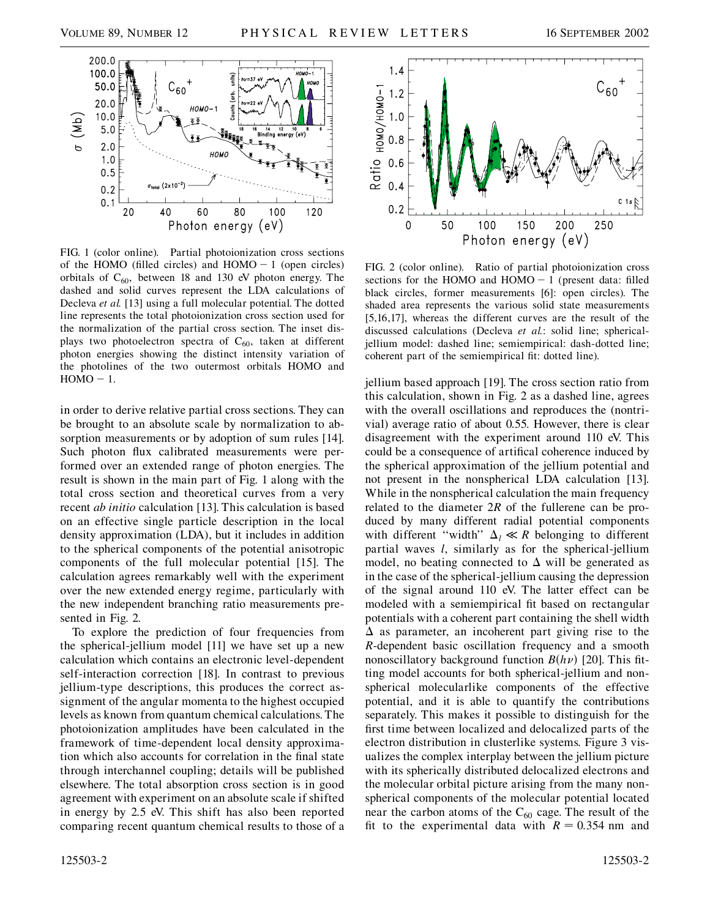FIG. 1 (color online). Partial photoionization cross sections of the HOMO (filled circles) and HOMO − 1 (open circles) orbitals of $C_{60}$, between 18 and 130 eV photon energy. The dashed and solid curves represent the LDA calculations of Decleva *et al.* [13] using a full molecular potential. The dotted line represents the total photoionization cross section used for the normalization of the partial cross section. The inset displays two photoelectron spectra of $C_{60}$, taken at different photon energies showing the distinct intensity variation of the photolines of the two outermost orbitals HOMO and HOMO − 1.

FIG. 2 (color online). Ratio of partial photoionization cross sections for the HOMO and HOMO − 1 (present data: filled black circles, former measurements [6]: open circles). The shaded area represents the various solid state measurements [5,16,17], whereas the different curves are the result of the discussed calculations (Decleva *et al.*: solid line; spherical-jellium model: dashed line; semiempirical: dash-dotted line; coherent part of the semiempirical fit: dotted line).

in order to derive relative partial cross sections. They can be brought to an absolute scale by normalization to absorption measurements or by adoption of sum rules [14]. Such photon flux calibrated measurements were performed over an extended range of photon energies. The result is shown in the main part of Fig. 1 along with the total cross section and theoretical curves from a very recent *ab initio* calculation [13]. This calculation is based on an effective single particle description in the local density approximation (LDA), but it includes in addition to the spherical components of the potential anisotropic components of the full molecular potential [15]. The calculation agrees remarkably well with the experiment over the new extended energy regime, particularly with the new independent branching ratio measurements presented in Fig. 2.

To explore the prediction of four frequencies from the spherical-jellium model [11] we have set up a new calculation which contains an electronic level-dependent self-interaction correction [18]. In contrast to previous jellium-type descriptions, this produces the correct assignment of the angular momenta to the highest occupied levels as known from quantum chemical calculations. The photoionization amplitudes have been calculated in the framework of time-dependent local density approximation which also accounts for correlation in the final state through interchannel coupling; details will be published elsewhere. The total absorption cross section is in good agreement with experiment on an absolute scale if shifted in energy by 2.5 eV. This shift has also been reported comparing recent quantum chemical results to those of a jellium based approach [19]. The cross section ratio from this calculation, shown in Fig. 2 as a dashed line, agrees with the overall oscillations and reproduces the (nontrivial) average ratio of about 0.55. However, there is clear disagreement with the experiment around 110 eV. This could be a consequence of artifical coherence induced by the spherical approximation of the jellium potential and not present in the nonspherical LDA calculation [13]. While in the nonspherical calculation the main frequency related to the diameter $2R$ of the fullerene can be produced by many different radial potential components with different "width" $\Delta_l \ll R$ belonging to different partial waves $l$, similarly as for the spherical-jellium model, no beating connected to $\Delta$ will be generated as in the case of the spherical-jellium causing the depression of the signal around 110 eV. The latter effect can be modeled with a semiempirical fit based on rectangular potentials with a coherent part containing the shell width $\Delta$ as parameter, an incoherent part giving rise to the $R$-dependent basic oscillation frequency and a smooth nonoscillatory background function $B(h\nu)$ [20]. This fitting model accounts for both spherical-jellium and nonspherical moleculartike components of the effective potential, and it is able to quantify the contributions separately. This makes it possible to distinguish for the first time between localized and delocalized parts of the electron distribution in clusterlike systems. Figure 3 visualizes the complex interplay between the jellium picture with its spherically distributed delocalized electrons and the molecular orbital picture arising from the many nonspherical components of the molecular potential located near the carbon atoms of the $C_{60}$ cage. The result of the fit to the experimental data with $R = 0.354$ nm and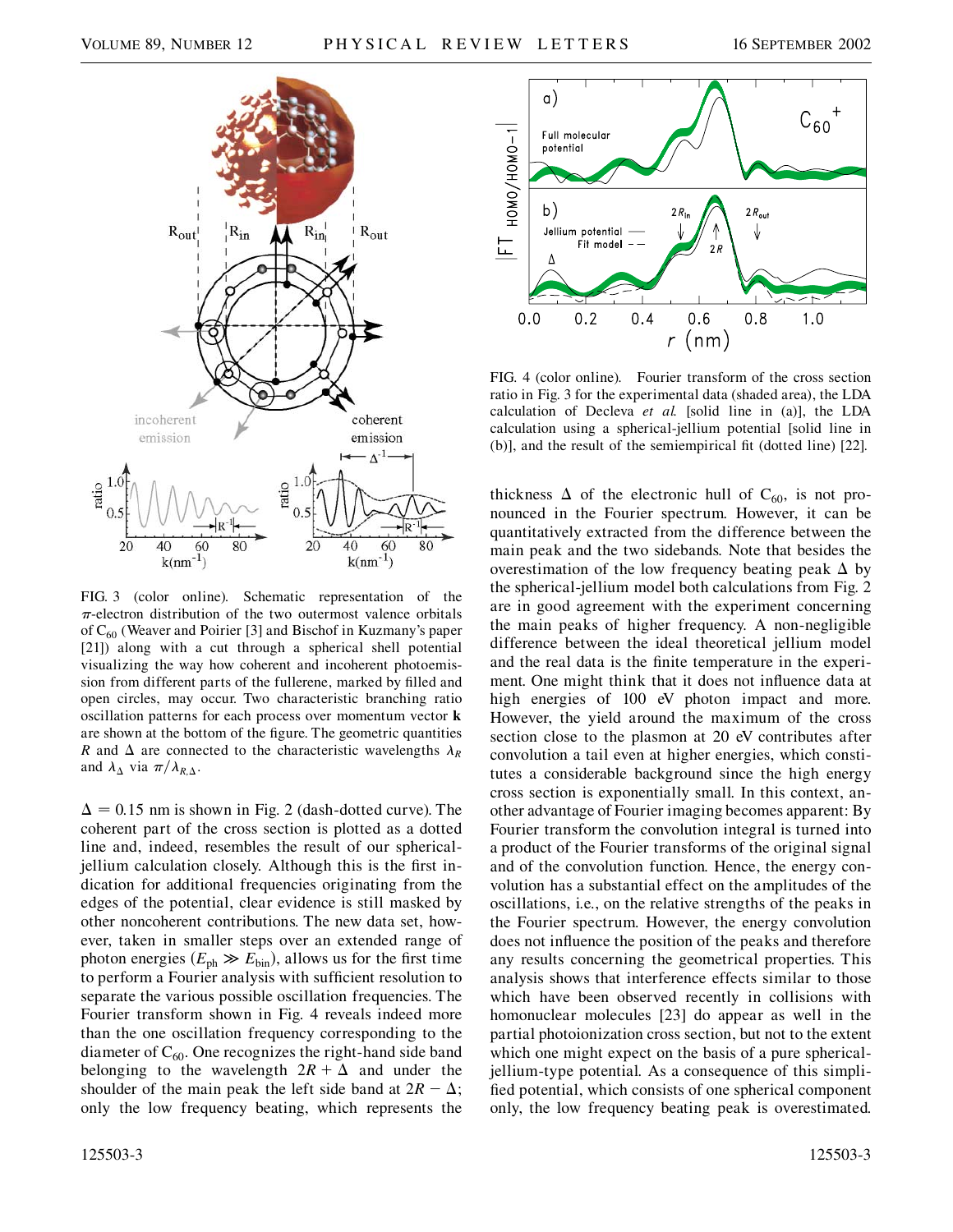R_out R_in R_in R_out

incoherent emission

coherent emission

ratio

1.0

0.5

20 40 60 80

k(nm$^{-1}$)

$R^{-1}$

$\Delta^{-1}$

FIG. 3 (color online). Schematic representation of the $\pi$-electron distribution of the two outermost valence orbitals of $C_{60}$ (Weaver and Poirier [3] and Bischof in Kuzmany's paper [21]) along with a cut through a spherical shell potential visualizing the way how coherent and incoherent photoemission from different parts of the fullerene, marked by filled and open circles, may occur. Two characteristic branching ratio oscillation patterns for each process over momentum vector **k** are shown at the bottom of the figure. The geometric quantities $R$ and $\Delta$ are connected to the characteristic wavelengths $\lambda_R$ and $\lambda_\Delta$ via $\pi/\lambda_{R,\Delta}$.

$\Delta = 0.15$ nm is shown in Fig. 2 (dash-dotted curve). The coherent part of the cross section is plotted as a dotted line and, indeed, resembles the result of our spherical-jellium calculation closely. Although this is the first indication for additional frequencies originating from the edges of the potential, clear evidence is still masked by other noncoherent contributions. The new data set, however, taken in smaller steps over an extended range of photon energies ($E_{ph} \gg E_{bin}$), allows us for the first time to perform a Fourier analysis with sufficient resolution to separate the various possible oscillation frequencies. The Fourier transform shown in Fig. 4 reveals indeed more than the one oscillation frequency corresponding to the diameter of $C_{60}$. One recognizes the right-hand side band belonging to the wavelength $2R + \Delta$ and under the shoulder of the main peak the left side band at $2R - \Delta$; only the low frequency beating, which represents the

|FT HOMO/HOMO−1|

a) Full molecular potential

$C_{60}^{+}$

b) Jellium potential

Fit model

$\Delta$

$2R_{in}$ $2R$ $2R_{out}$

0.0 0.2 0.4 0.6 0.8 1.0

$r$ (nm)

FIG. 4 (color online). Fourier transform of the cross section ratio in Fig. 3 for the experimental data (shaded area), the LDA calculation of Decleva *et al.* [solid line in (a)], the LDA calculation using a spherical-jellium potential [solid line in (b)], and the result of the semiempirical fit (dotted line) [22].

thickness $\Delta$ of the electronic hull of $C_{60}$, is not pronounced in the Fourier spectrum. However, it can be quantitatively extracted from the difference between the main peak and the two sidebands. Note that besides the overestimation of the low frequency beating peak $\Delta$ by the spherical-jellium model both calculations from Fig. 2 are in good agreement with the experiment concerning the main peaks of higher frequency. A non-negligible difference between the ideal theoretical jellium model and the real data is the finite temperature in the experiment. One might think that it does not influence data at high energies of 100 eV photon impact and more. However, the yield around the maximum of the cross section close to the plasmon at 20 eV contributes after convolution a tail even at higher energies, which constitutes a considerable background since the high energy cross section is exponentially small. In this context, another advantage of Fourier imaging becomes apparent: By Fourier transform the convolution integral is turned into a product of the Fourier transforms of the original signal and of the convolution function. Hence, the energy convolution has a substantial effect on the amplitudes of the oscillations, i.e., on the relative strengths of the peaks in the Fourier spectrum. However, the energy convolution does not influence the position of the peaks and therefore any results concerning the geometrical properties. This analysis shows that interference effects similar to those which have been observed recently in collisions with homonuclear molecules [23] do appear as well in the partial photoionization cross section, but not to the extent which one might expect on the basis of a pure spherical-jellium-type potential. As a consequence of this simplified potential, which consists of one spherical component only, the low frequency beating peak is overestimated.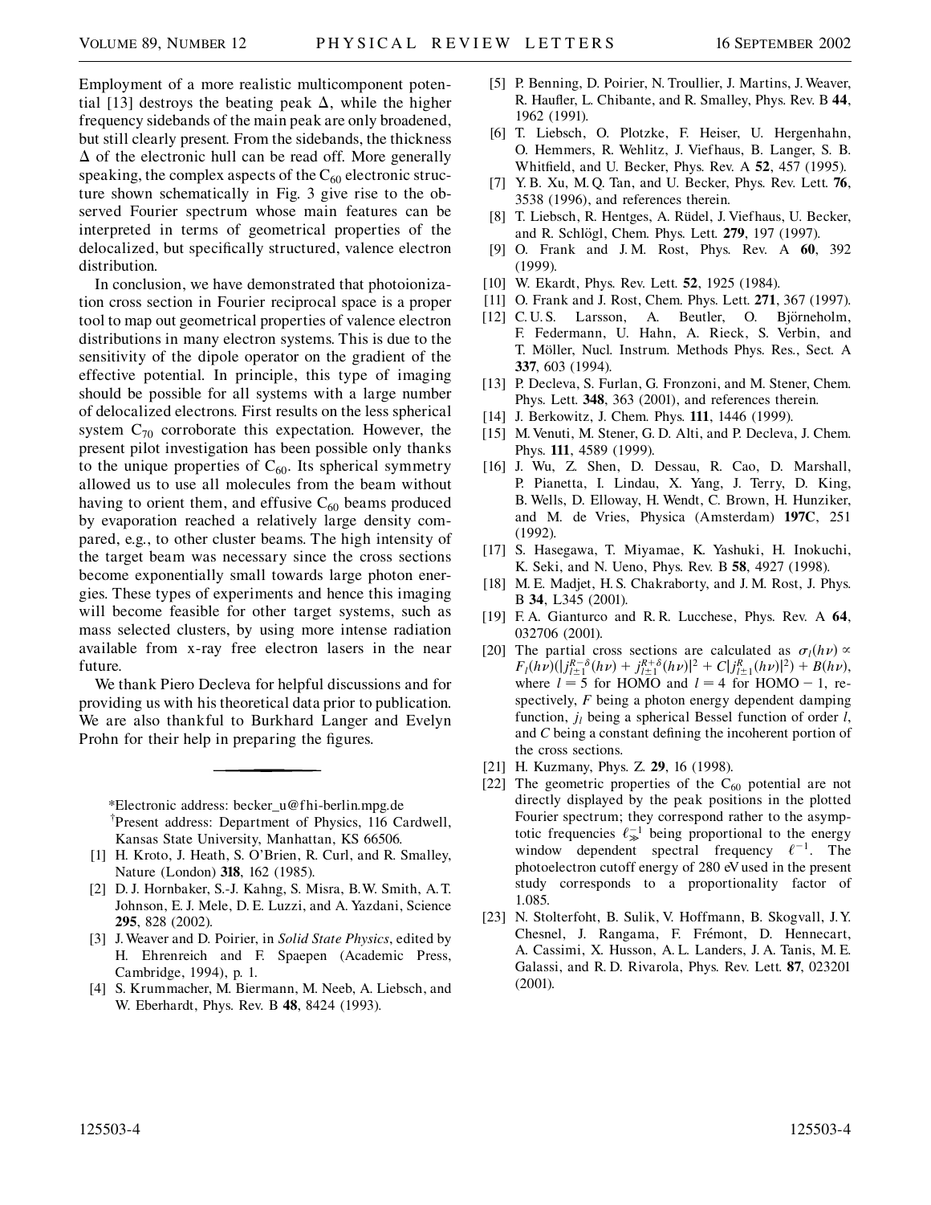Employment of a more realistic multicomponent potential [13] destroys the beating peak $\Delta$, while the higher frequency sidebands of the main peak are only broadened, but still clearly present. From the sidebands, the thickness $\Delta$ of the electronic hull can be read off. More generally speaking, the complex aspects of the $C_{60}$ electronic structure shown schematically in Fig. 3 give rise to the observed Fourier spectrum whose main features can be interpreted in terms of geometrical properties of the delocalized, but specifically structured, valence electron distribution.

In conclusion, we have demonstrated that photoionization cross section in Fourier reciprocal space is a proper tool to map out geometrical properties of valence electron distributions in many electron systems. This is due to the sensitivity of the dipole operator on the gradient of the effective potential. In principle, this type of imaging should be possible for all systems with a large number of delocalized electrons. First results on the less spherical system $C_{70}$ corroborate this expectation. However, the present pilot investigation has been possible only thanks to the unique properties of $C_{60}$. Its spherical symmetry allowed us to use all molecules from the beam without having to orient them, and effusive $C_{60}$ beams produced by evaporation reached a relatively large density compared, e.g., to other cluster beams. The high intensity of the target beam was necessary since the cross sections become exponentially small towards large photon energies. These types of experiments and hence this imaging will become feasible for other target systems, such as mass selected clusters, by using more intense radiation available from x-ray free electron lasers in the near future.

We thank Piero Decleva for helpful discussions and for providing us with his theoretical data prior to publication. We are also thankful to Burkhard Langer and Evelyn Prohn for their help in preparing the figures.

---

*Electronic address: becker_u@fhi-berlin.mpg.de

†Present address: Department of Physics, 116 Cardwell, Kansas State University, Manhattan, KS 66506.

[1] H. Kroto, J. Heath, S. O'Brien, R. Curl, and R. Smalley, Nature (London) **318**, 162 (1985).

[2] D. J. Hornbaker, S.-J. Kahng, S. Misra, B.W. Smith, A. T. Johnson, E. J. Mele, D. E. Luzzi, and A. Yazdani, Science **295**, 828 (2002).

[3] J. Weaver and D. Poirier, in *Solid State Physics*, edited by H. Ehrenreich and F. Spaepen (Academic Press, Cambridge, 1994), p. 1.

[4] S. Krummacher, M. Biermann, M. Neeb, A. Liebsch, and W. Eberhardt, Phys. Rev. B **48**, 8424 (1993).

[5] P. Benning, D. Poirier, N. Troullier, J. Martins, J. Weaver, R. Haufler, L. Chibante, and R. Smalley, Phys. Rev. B **44**, 1962 (1991).

[6] T. Liebsch, O. Plotzke, F. Heiser, U. Hergenhahn, O. Hemmers, R. Wehlitz, J. Viefhaus, B. Langer, S. B. Whitfield, and U. Becker, Phys. Rev. A **52**, 457 (1995).

[7] Y. B. Xu, M. Q. Tan, and U. Becker, Phys. Rev. Lett. **76**, 3538 (1996), and references therein.

[8] T. Liebsch, R. Hentges, A. Rüdel, J. Viefhaus, U. Becker, and R. Schlögl, Chem. Phys. Lett. **279**, 197 (1997).

[9] O. Frank and J. M. Rost, Phys. Rev. A **60**, 392 (1999).

[10] W. Ekardt, Phys. Rev. Lett. **52**, 1925 (1984).

[11] O. Frank and J. Rost, Chem. Phys. Lett. **271**, 367 (1997).

[12] C. U. S. Larsson, A. Beutler, O. Björneholm, F. Federmann, U. Hahn, A. Rieck, S. Verbin, and T. Möller, Nucl. Instrum. Methods Phys. Res., Sect. A **337**, 603 (1994).

[13] P. Decleva, S. Furlan, G. Fronzoni, and M. Stener, Chem. Phys. Lett. **348**, 363 (2001), and references therein.

[14] J. Berkowitz, J. Chem. Phys. **111**, 1446 (1999).

[15] M. Venuti, M. Stener, G. D. Alti, and P. Decleva, J. Chem. Phys. **111**, 4589 (1999).

[16] J. Wu, Z. Shen, D. Dessau, R. Cao, D. Marshall, P. Pianetta, I. Lindau, X. Yang, J. Terry, D. King, B. Wells, D. Elloway, H. Wendt, C. Brown, H. Hunziker, and M. de Vries, Physica (Amsterdam) **197C**, 251 (1992).

[17] S. Hasegawa, T. Miyamae, K. Yashuki, H. Inokuchi, K. Seki, and N. Ueno, Phys. Rev. B **58**, 4927 (1998).

[18] M. E. Madjet, H. S. Chakraborty, and J. M. Rost, J. Phys. B **34**, L345 (2001).

[19] F. A. Gianturco and R. R. Lucchese, Phys. Rev. A **64**, 032706 (2001).

[20] The partial cross sections are calculated as $\sigma_l(h\nu) \propto F_l(h\nu)(|j_{l\pm1}^{R-\delta}(h\nu) + j_{l\pm1}^{R+\delta}(h\nu)|^2 + C|j_{l\pm1}^{R}(h\nu)|^2) + B(h\nu)$, where $l = 5$ for HOMO and $l = 4$ for HOMO $- 1$, respectively, $F$ being a photon energy dependent damping function, $j_l$ being a spherical Bessel function of order $l$, and $C$ being a constant defining the incoherent portion of the cross sections.

[21] H. Kuzmany, Phys. Z. **29**, 16 (1998).

[22] The geometric properties of the $C_{60}$ potential are not directly displayed by the peak positions in the plotted Fourier spectrum; they correspond rather to the asymptotic frequencies $\ell_{\gg}^{-1}$ being proportional to the energy window dependent spectral frequency $\ell^{-1}$. The photoelectron cutoff energy of 280 eV used in the present study corresponds to a proportionality factor of 1.085.

[23] N. Stolterfoht, B. Sulik, V. Hoffmann, B. Skogvall, J. Y. Chesnel, J. Rangama, F. Frémont, D. Hennecart, A. Cassimi, X. Husson, A. L. Landers, J. A. Tanis, M. E. Galassi, and R. D. Rivarola, Phys. Rev. Lett. **87**, 023201 (2001).